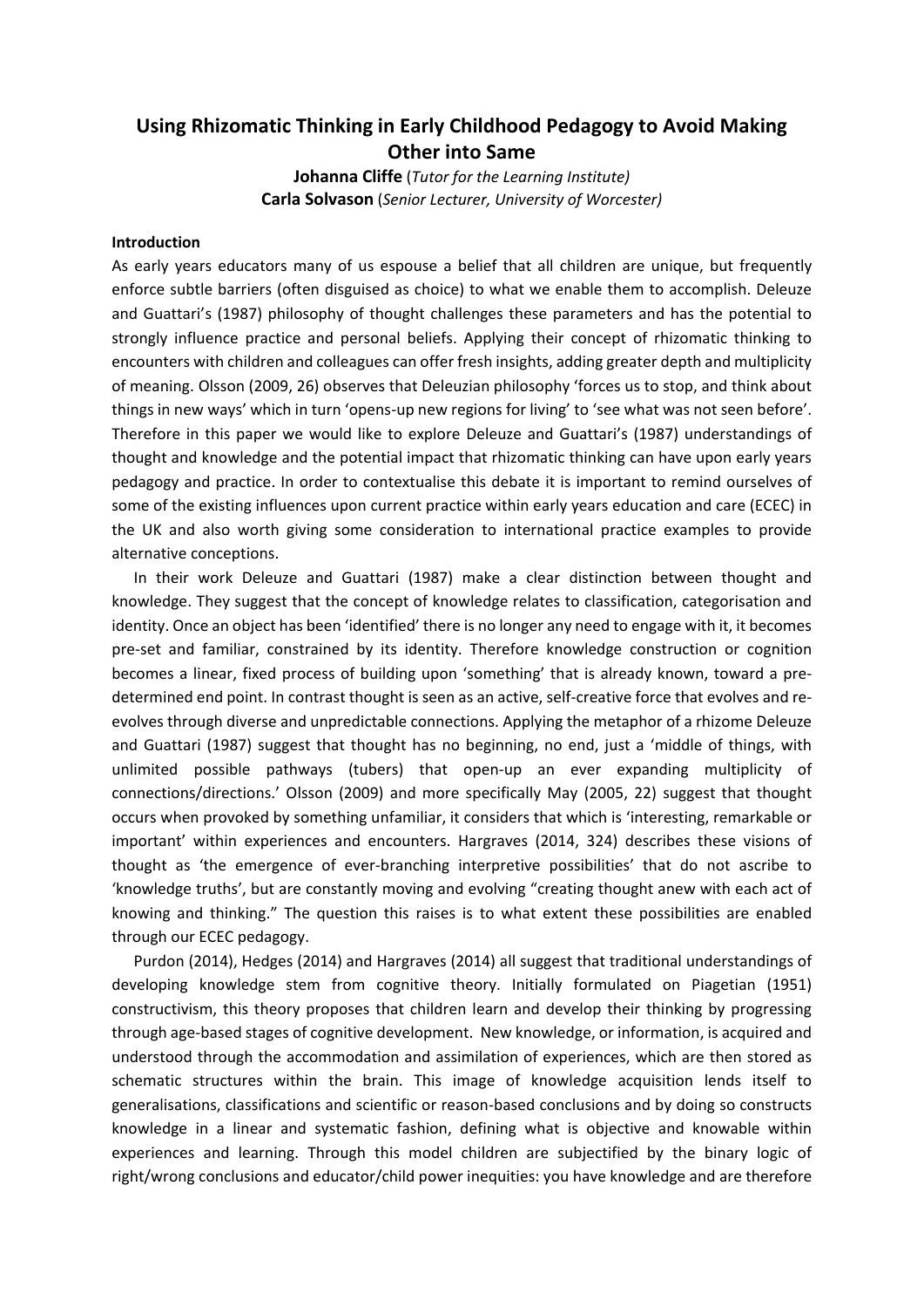# Using Rhizomatic Thinking in Early Childhood Pedagogy to Avoid Making Other into Same

**Johanna Cliffe** (*Tutor for the Learning Institute)*

**Carla Solvason** (*Senior Lecturer, University of Worcester)*

**Introduction**

As early years educators many of us espouse a belief that all children are unique, but frequently enforce subtle barriers (often disguised as choice) to what we enable them to accomplish. Deleuze and Guattari's (1987) philosophy of thought challenges these parameters and has the potential to strongly influence practice and personal beliefs. Applying their concept of rhizomatic thinking to encounters with children and colleagues can offer fresh insights, adding greater depth and multiplicity of meaning. Olsson (2009, 26) observes that Deleuzian philosophy 'forces us to stop, and think about things in new ways' which in turn 'opens-up new regions for living' to 'see what was not seen before'. Therefore in this paper we would like to explore Deleuze and Guattari's (1987) understandings of thought and knowledge and the potential impact that rhizomatic thinking can have upon early years pedagogy and practice. In order to contextualise this debate it is important to remind ourselves of some of the existing influences upon current practice within early years education and care (ECEC) in the UK and also worth giving some consideration to international practice examples to provide alternative conceptions.

In their work Deleuze and Guattari (1987) make a clear distinction between thought and knowledge. They suggest that the concept of knowledge relates to classification, categorisation and identity. Once an object has been 'identified' there is no longer any need to engage with it, it becomes pre-set and familiar, constrained by its identity. Therefore knowledge construction or cognition becomes a linear, fixed process of building upon 'something' that is already known, toward a pre-determined end point. In contrast thought is seen as an active, self-creative force that evolves and re-evolves through diverse and unpredictable connections. Applying the metaphor of a rhizome Deleuze and Guattari (1987) suggest that thought has no beginning, no end, just a 'middle of things, with unlimited possible pathways (tubers) that open-up an ever expanding multiplicity of connections/directions.' Olsson (2009) and more specifically May (2005, 22) suggest that thought occurs when provoked by something unfamiliar, it considers that which is 'interesting, remarkable or important' within experiences and encounters. Hargraves (2014, 324) describes these visions of thought as 'the emergence of ever-branching interpretive possibilities' that do not ascribe to 'knowledge truths', but are constantly moving and evolving "creating thought anew with each act of knowing and thinking." The question this raises is to what extent these possibilities are enabled through our ECEC pedagogy.

Purdon (2014), Hedges (2014) and Hargraves (2014) all suggest that traditional understandings of developing knowledge stem from cognitive theory. Initially formulated on Piagetian (1951) constructivism, this theory proposes that children learn and develop their thinking by progressing through age-based stages of cognitive development. New knowledge, or information, is acquired and understood through the accommodation and assimilation of experiences, which are then stored as schematic structures within the brain. This image of knowledge acquisition lends itself to generalisations, classifications and scientific or reason-based conclusions and by doing so constructs knowledge in a linear and systematic fashion, defining what is objective and knowable within experiences and learning. Through this model children are subjectified by the binary logic of right/wrong conclusions and educator/child power inequities: you have knowledge and are therefore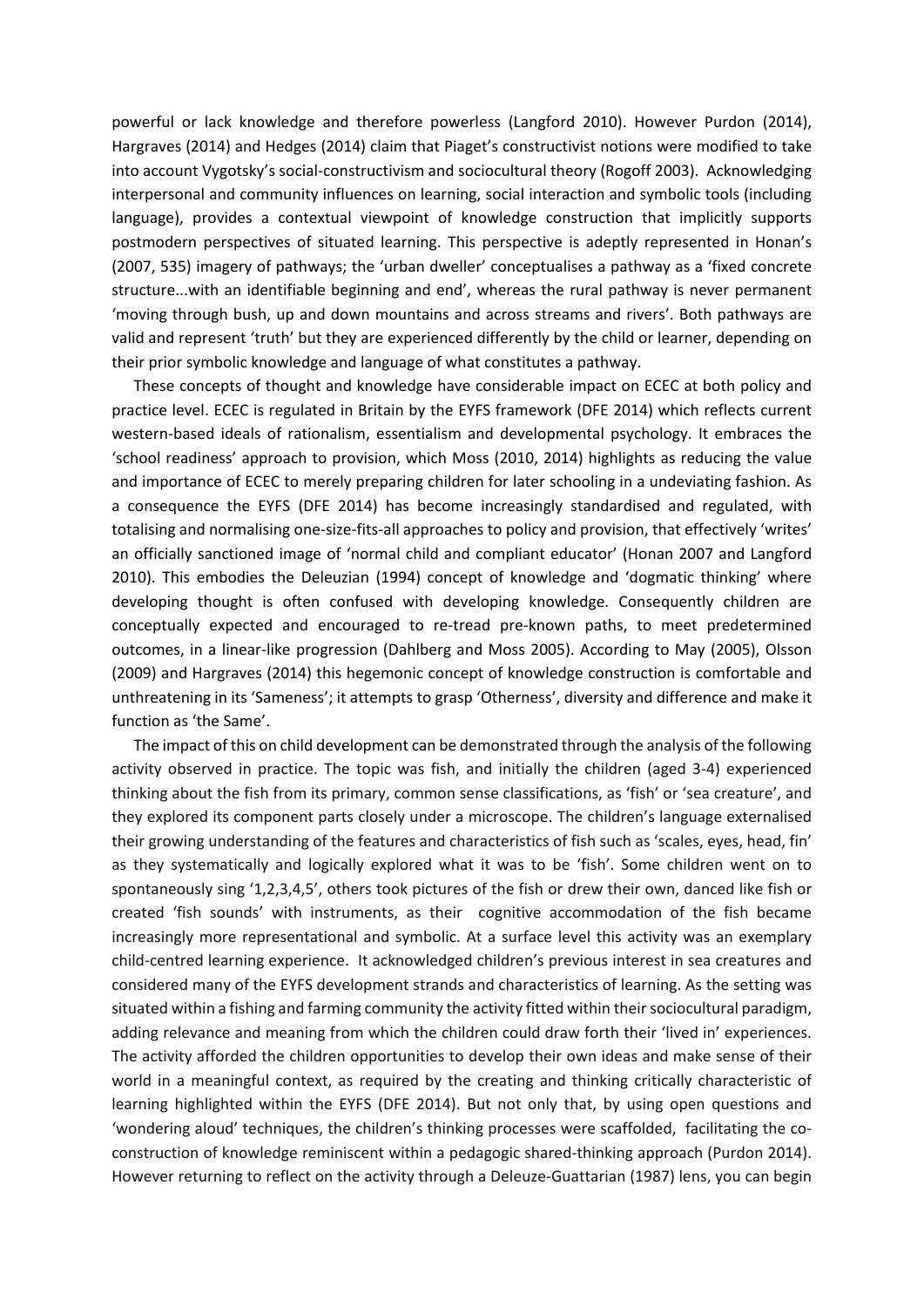powerful or lack knowledge and therefore powerless (Langford 2010). However Purdon (2014), Hargraves (2014) and Hedges (2014) claim that Piaget's constructivist notions were modified to take into account Vygotsky's social-constructivism and sociocultural theory (Rogoff 2003). Acknowledging interpersonal and community influences on learning, social interaction and symbolic tools (including language), provides a contextual viewpoint of knowledge construction that implicitly supports postmodern perspectives of situated learning. This perspective is adeptly represented in Honan's (2007, 535) imagery of pathways; the 'urban dweller' conceptualises a pathway as a 'fixed concrete structure...with an identifiable beginning and end', whereas the rural pathway is never permanent 'moving through bush, up and down mountains and across streams and rivers'. Both pathways are valid and represent 'truth' but they are experienced differently by the child or learner, depending on their prior symbolic knowledge and language of what constitutes a pathway.

These concepts of thought and knowledge have considerable impact on ECEC at both policy and practice level. ECEC is regulated in Britain by the EYFS framework (DFE 2014) which reflects current western-based ideals of rationalism, essentialism and developmental psychology. It embraces the 'school readiness' approach to provision, which Moss (2010, 2014) highlights as reducing the value and importance of ECEC to merely preparing children for later schooling in a undeviating fashion. As a consequence the EYFS (DFE 2014) has become increasingly standardised and regulated, with totalising and normalising one-size-fits-all approaches to policy and provision, that effectively 'writes' an officially sanctioned image of 'normal child and compliant educator' (Honan 2007 and Langford 2010). This embodies the Deleuzian (1994) concept of knowledge and 'dogmatic thinking' where developing thought is often confused with developing knowledge. Consequently children are conceptually expected and encouraged to re-tread pre-known paths, to meet predetermined outcomes, in a linear-like progression (Dahlberg and Moss 2005). According to May (2005), Olsson (2009) and Hargraves (2014) this hegemonic concept of knowledge construction is comfortable and unthreatening in its 'Sameness'; it attempts to grasp 'Otherness', diversity and difference and make it function as 'the Same'.

The impact of this on child development can be demonstrated through the analysis of the following activity observed in practice. The topic was fish, and initially the children (aged 3-4) experienced thinking about the fish from its primary, common sense classifications, as 'fish' or 'sea creature', and they explored its component parts closely under a microscope. The children's language externalised their growing understanding of the features and characteristics of fish such as 'scales, eyes, head, fin' as they systematically and logically explored what it was to be 'fish'. Some children went on to spontaneously sing '1,2,3,4,5', others took pictures of the fish or drew their own, danced like fish or created 'fish sounds' with instruments, as their cognitive accommodation of the fish became increasingly more representational and symbolic. At a surface level this activity was an exemplary child-centred learning experience. It acknowledged children's previous interest in sea creatures and considered many of the EYFS development strands and characteristics of learning. As the setting was situated within a fishing and farming community the activity fitted within their sociocultural paradigm, adding relevance and meaning from which the children could draw forth their 'lived in' experiences. The activity afforded the children opportunities to develop their own ideas and make sense of their world in a meaningful context, as required by the creating and thinking critically characteristic of learning highlighted within the EYFS (DFE 2014). But not only that, by using open questions and 'wondering aloud' techniques, the children's thinking processes were scaffolded, facilitating the co-construction of knowledge reminiscent within a pedagogic shared-thinking approach (Purdon 2014). However returning to reflect on the activity through a Deleuze-Guattarian (1987) lens, you can begin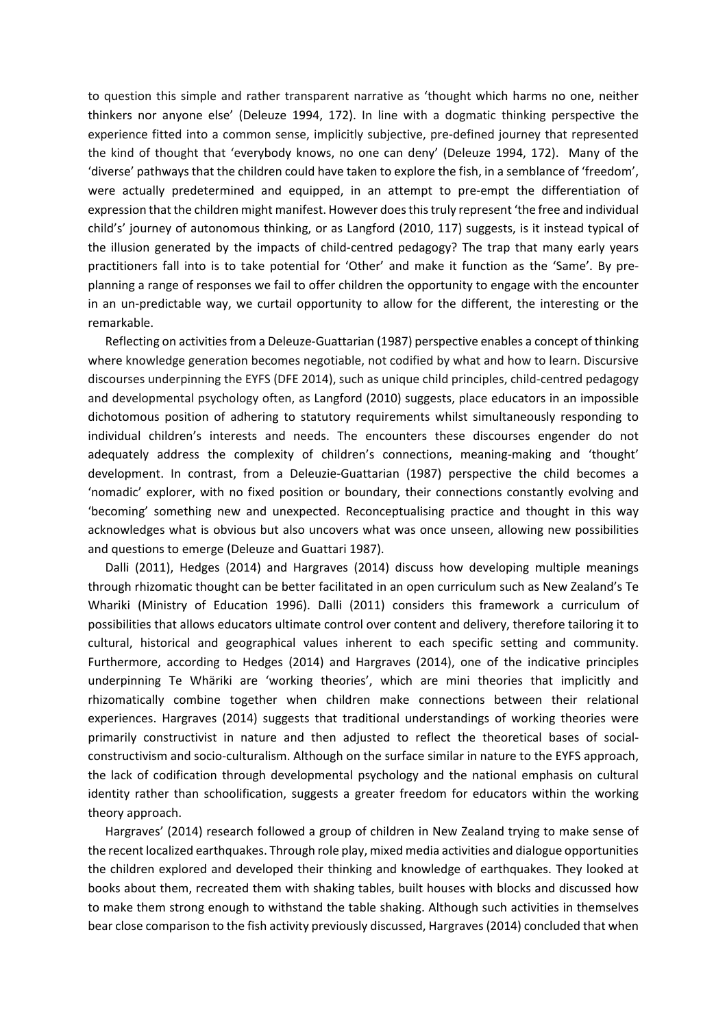to question this simple and rather transparent narrative as 'thought which harms no one, neither thinkers nor anyone else' (Deleuze 1994, 172). In line with a dogmatic thinking perspective the experience fitted into a common sense, implicitly subjective, pre-defined journey that represented the kind of thought that 'everybody knows, no one can deny' (Deleuze 1994, 172). Many of the 'diverse' pathways that the children could have taken to explore the fish, in a semblance of 'freedom', were actually predetermined and equipped, in an attempt to pre-empt the differentiation of expression that the children might manifest. However does this truly represent 'the free and individual child's' journey of autonomous thinking, or as Langford (2010, 117) suggests, is it instead typical of the illusion generated by the impacts of child-centred pedagogy? The trap that many early years practitioners fall into is to take potential for 'Other' and make it function as the 'Same'. By pre-planning a range of responses we fail to offer children the opportunity to engage with the encounter in an un-predictable way, we curtail opportunity to allow for the different, the interesting or the remarkable.

Reflecting on activities from a Deleuze-Guattarian (1987) perspective enables a concept of thinking where knowledge generation becomes negotiable, not codified by what and how to learn. Discursive discourses underpinning the EYFS (DFE 2014), such as unique child principles, child-centred pedagogy and developmental psychology often, as Langford (2010) suggests, place educators in an impossible dichotomous position of adhering to statutory requirements whilst simultaneously responding to individual children's interests and needs. The encounters these discourses engender do not adequately address the complexity of children's connections, meaning-making and 'thought' development. In contrast, from a Deleuzie-Guattarian (1987) perspective the child becomes a 'nomadic' explorer, with no fixed position or boundary, their connections constantly evolving and 'becoming' something new and unexpected. Reconceptualising practice and thought in this way acknowledges what is obvious but also uncovers what was once unseen, allowing new possibilities and questions to emerge (Deleuze and Guattari 1987).

Dalli (2011), Hedges (2014) and Hargraves (2014) discuss how developing multiple meanings through rhizomatic thought can be better facilitated in an open curriculum such as New Zealand's Te Whariki (Ministry of Education 1996). Dalli (2011) considers this framework a curriculum of possibilities that allows educators ultimate control over content and delivery, therefore tailoring it to cultural, historical and geographical values inherent to each specific setting and community. Furthermore, according to Hedges (2014) and Hargraves (2014), one of the indicative principles underpinning Te Whäriki are 'working theories', which are mini theories that implicitly and rhizomatically combine together when children make connections between their relational experiences. Hargraves (2014) suggests that traditional understandings of working theories were primarily constructivist in nature and then adjusted to reflect the theoretical bases of social-constructivism and socio-culturalism. Although on the surface similar in nature to the EYFS approach, the lack of codification through developmental psychology and the national emphasis on cultural identity rather than schoolification, suggests a greater freedom for educators within the working theory approach.

Hargraves' (2014) research followed a group of children in New Zealand trying to make sense of the recent localized earthquakes. Through role play, mixed media activities and dialogue opportunities the children explored and developed their thinking and knowledge of earthquakes. They looked at books about them, recreated them with shaking tables, built houses with blocks and discussed how to make them strong enough to withstand the table shaking. Although such activities in themselves bear close comparison to the fish activity previously discussed, Hargraves (2014) concluded that when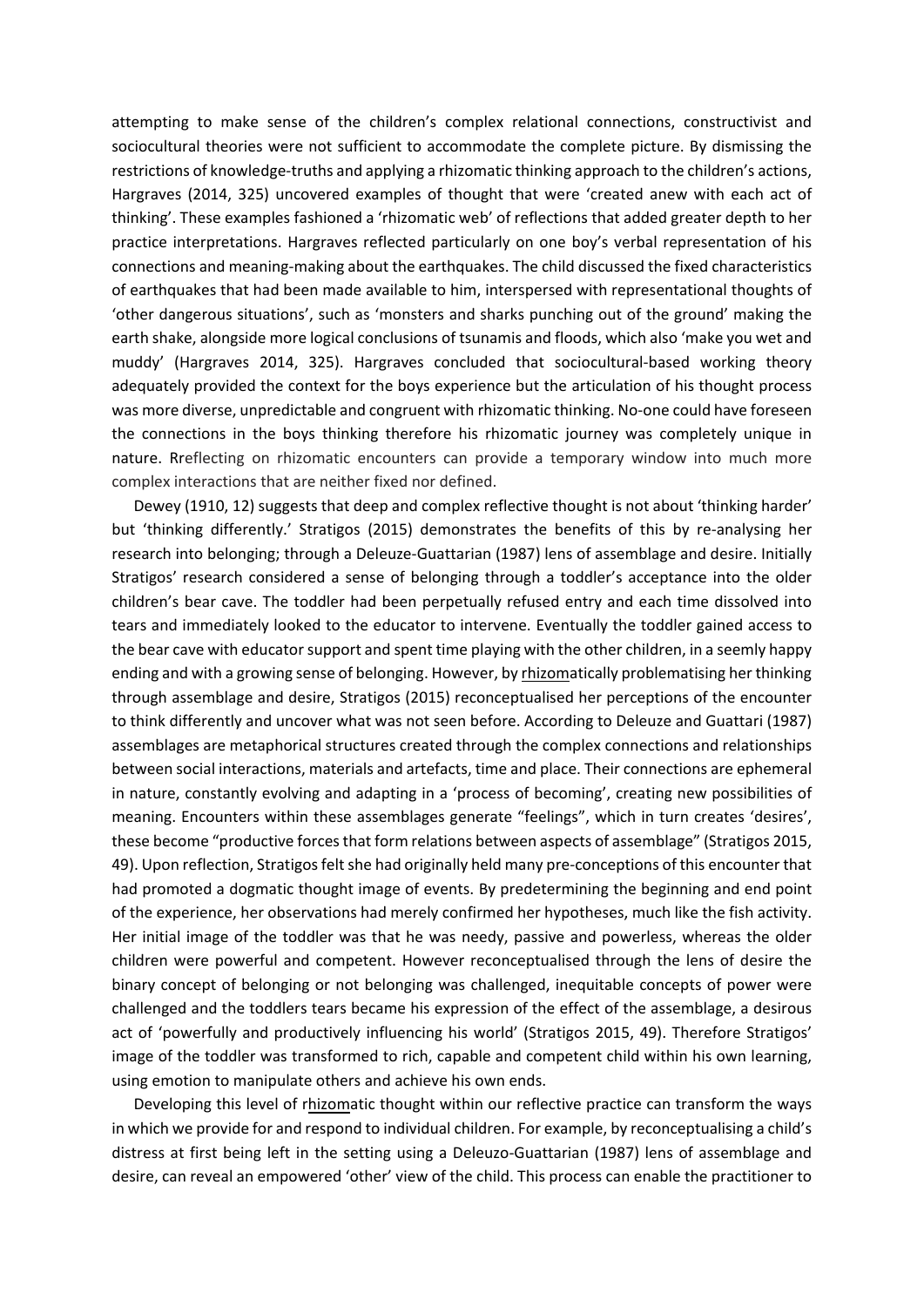attempting to make sense of the children's complex relational connections, constructivist and sociocultural theories were not sufficient to accommodate the complete picture. By dismissing the restrictions of knowledge-truths and applying a rhizomatic thinking approach to the children's actions, Hargraves (2014, 325) uncovered examples of thought that were 'created anew with each act of thinking'. These examples fashioned a 'rhizomatic web' of reflections that added greater depth to her practice interpretations. Hargraves reflected particularly on one boy's verbal representation of his connections and meaning-making about the earthquakes. The child discussed the fixed characteristics of earthquakes that had been made available to him, interspersed with representational thoughts of 'other dangerous situations', such as 'monsters and sharks punching out of the ground' making the earth shake, alongside more logical conclusions of tsunamis and floods, which also 'make you wet and muddy' (Hargraves 2014, 325). Hargraves concluded that sociocultural-based working theory adequately provided the context for the boys experience but the articulation of his thought process was more diverse, unpredictable and congruent with rhizomatic thinking. No-one could have foreseen the connections in the boys thinking therefore his rhizomatic journey was completely unique in nature. Rreflecting on rhizomatic encounters can provide a temporary window into much more complex interactions that are neither fixed nor defined.

Dewey (1910, 12) suggests that deep and complex reflective thought is not about 'thinking harder' but 'thinking differently.' Stratigos (2015) demonstrates the benefits of this by re-analysing her research into belonging; through a Deleuze-Guattarian (1987) lens of assemblage and desire. Initially Stratigos' research considered a sense of belonging through a toddler's acceptance into the older children's bear cave. The toddler had been perpetually refused entry and each time dissolved into tears and immediately looked to the educator to intervene. Eventually the toddler gained access to the bear cave with educator support and spent time playing with the other children, in a seemly happy ending and with a growing sense of belonging. However, by rhizomatically problematising her thinking through assemblage and desire, Stratigos (2015) reconceptualised her perceptions of the encounter to think differently and uncover what was not seen before. According to Deleuze and Guattari (1987) assemblages are metaphorical structures created through the complex connections and relationships between social interactions, materials and artefacts, time and place. Their connections are ephemeral in nature, constantly evolving and adapting in a 'process of becoming', creating new possibilities of meaning. Encounters within these assemblages generate "feelings", which in turn creates 'desires', these become "productive forces that form relations between aspects of assemblage" (Stratigos 2015, 49). Upon reflection, Stratigos felt she had originally held many pre-conceptions of this encounter that had promoted a dogmatic thought image of events. By predetermining the beginning and end point of the experience, her observations had merely confirmed her hypotheses, much like the fish activity. Her initial image of the toddler was that he was needy, passive and powerless, whereas the older children were powerful and competent. However reconceptualised through the lens of desire the binary concept of belonging or not belonging was challenged, inequitable concepts of power were challenged and the toddlers tears became his expression of the effect of the assemblage, a desirous act of 'powerfully and productively influencing his world' (Stratigos 2015, 49). Therefore Stratigos' image of the toddler was transformed to rich, capable and competent child within his own learning, using emotion to manipulate others and achieve his own ends.

Developing this level of rhizomatic thought within our reflective practice can transform the ways in which we provide for and respond to individual children. For example, by reconceptualising a child's distress at first being left in the setting using a Deleuzo-Guattarian (1987) lens of assemblage and desire, can reveal an empowered 'other' view of the child. This process can enable the practitioner to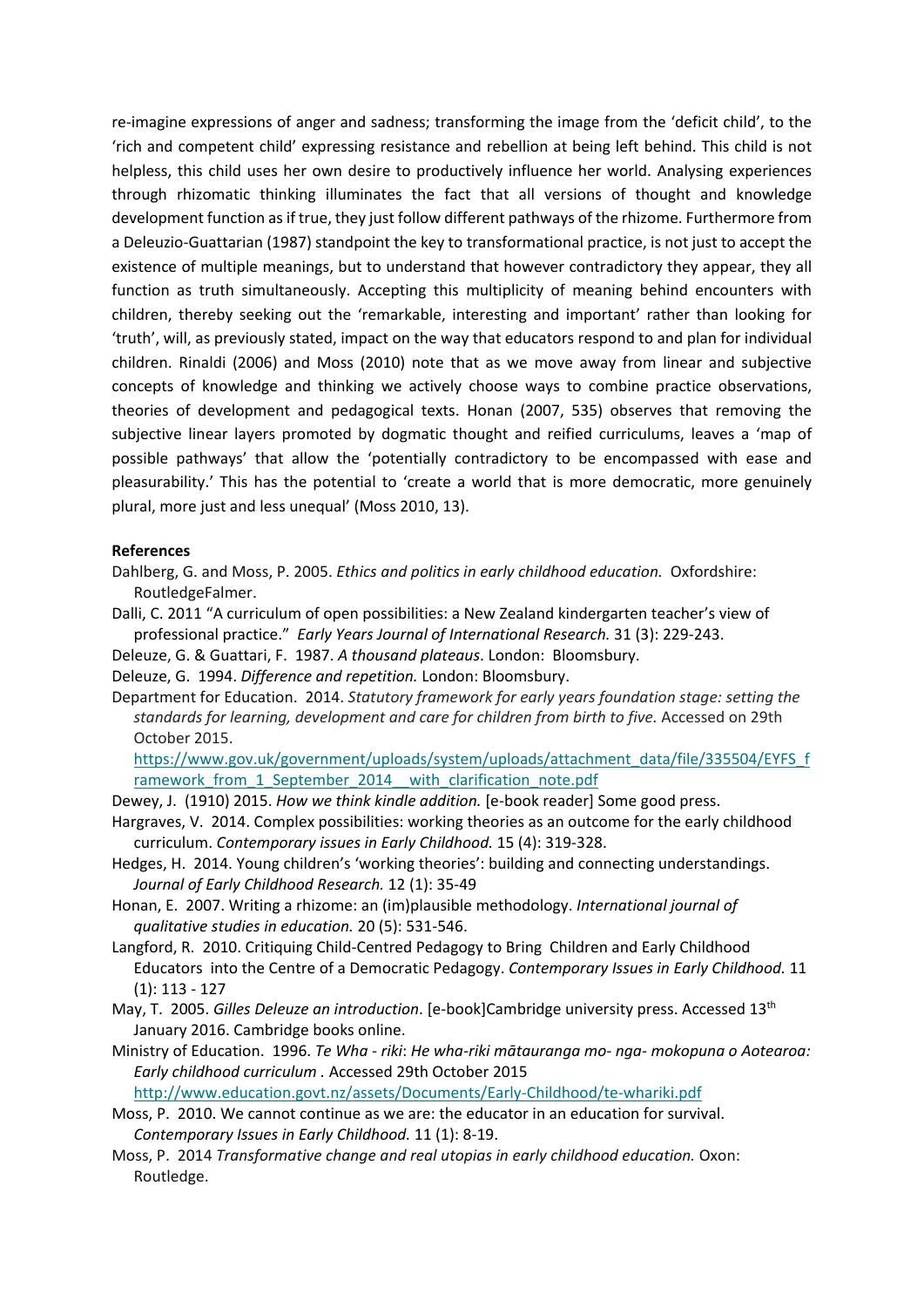re-imagine expressions of anger and sadness; transforming the image from the 'deficit child', to the 'rich and competent child' expressing resistance and rebellion at being left behind. This child is not helpless, this child uses her own desire to productively influence her world. Analysing experiences through rhizomatic thinking illuminates the fact that all versions of thought and knowledge development function as if true, they just follow different pathways of the rhizome. Furthermore from a Deleuzio-Guattarian (1987) standpoint the key to transformational practice, is not just to accept the existence of multiple meanings, but to understand that however contradictory they appear, they all function as truth simultaneously. Accepting this multiplicity of meaning behind encounters with children, thereby seeking out the 'remarkable, interesting and important' rather than looking for 'truth', will, as previously stated, impact on the way that educators respond to and plan for individual children. Rinaldi (2006) and Moss (2010) note that as we move away from linear and subjective concepts of knowledge and thinking we actively choose ways to combine practice observations, theories of development and pedagogical texts. Honan (2007, 535) observes that removing the subjective linear layers promoted by dogmatic thought and reified curriculums, leaves a 'map of possible pathways' that allow the 'potentially contradictory to be encompassed with ease and pleasurability.' This has the potential to 'create a world that is more democratic, more genuinely plural, more just and less unequal' (Moss 2010, 13).

**References**

Dahlberg, G. and Moss, P. 2005. *Ethics and politics in early childhood education.* Oxfordshire: RoutledgeFalmer.

Dalli, C. 2011 "A curriculum of open possibilities: a New Zealand kindergarten teacher's view of professional practice." *Early Years Journal of International Research.* 31 (3): 229-243.

Deleuze, G. & Guattari, F. 1987. *A thousand plateaus*. London: Bloomsbury.

Deleuze, G. 1994. *Difference and repetition.* London: Bloomsbury.

Department for Education. 2014. *Statutory framework for early years foundation stage: setting the standards for learning, development and care for children from birth to five.* Accessed on 29th October 2015. https://www.gov.uk/government/uploads/system/uploads/attachment_data/file/335504/EYFS_framework_from_1_September_2014__with_clarification_note.pdf

Dewey, J. (1910) 2015. *How we think kindle addition.* [e-book reader] Some good press.

Hargraves, V. 2014. Complex possibilities: working theories as an outcome for the early childhood curriculum. *Contemporary issues in Early Childhood.* 15 (4): 319-328.

Hedges, H. 2014. Young children's 'working theories': building and connecting understandings. *Journal of Early Childhood Research.* 12 (1): 35-49

Honan, E. 2007. Writing a rhizome: an (im)plausible methodology. *International journal of qualitative studies in education.* 20 (5): 531-546.

Langford, R. 2010. Critiquing Child-Centred Pedagogy to Bring Children and Early Childhood Educators into the Centre of a Democratic Pedagogy. *Contemporary Issues in Early Childhood.* 11 (1): 113 - 127

May, T. 2005. *Gilles Deleuze an introduction*. [e-book]Cambridge university press. Accessed 13th January 2016. Cambridge books online.

Ministry of Education. 1996. *Te Wha - riki*: *He wha-riki mātauranga mo- nga- mokopuna o Aotearoa: Early childhood curriculum* . Accessed 29th October 2015 http://www.education.govt.nz/assets/Documents/Early-Childhood/te-whariki.pdf

Moss, P. 2010. We cannot continue as we are: the educator in an education for survival. *Contemporary Issues in Early Childhood.* 11 (1): 8-19.

Moss, P. 2014 *Transformative change and real utopias in early childhood education.* Oxon: Routledge.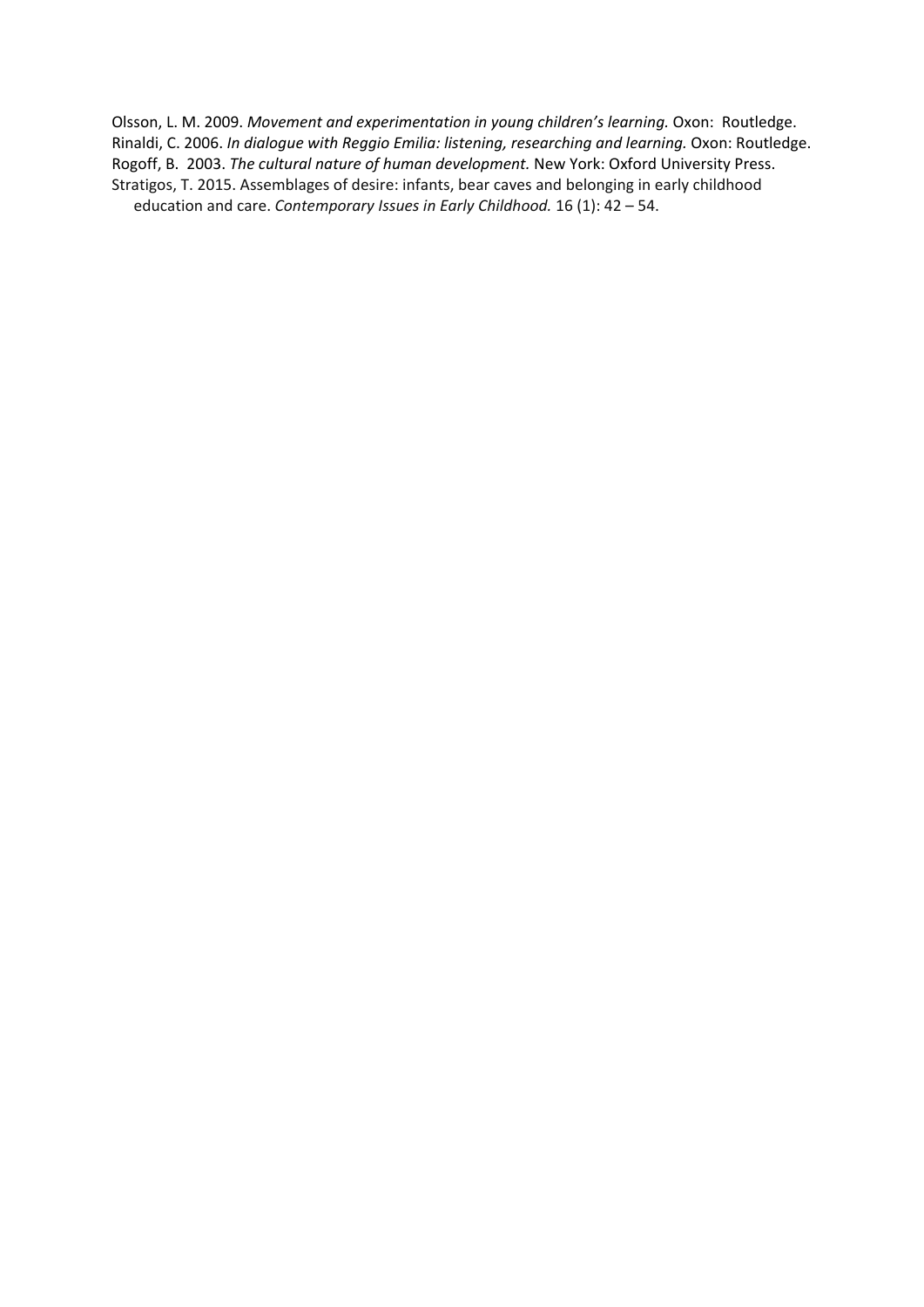Olsson, L. M. 2009. *Movement and experimentation in young children's learning.* Oxon: Routledge.
Rinaldi, C. 2006. *In dialogue with Reggio Emilia: listening, researching and learning.* Oxon: Routledge.
Rogoff, B. 2003. *The cultural nature of human development.* New York: Oxford University Press.
Stratigos, T. 2015. Assemblages of desire: infants, bear caves and belonging in early childhood education and care. *Contemporary Issues in Early Childhood.* 16 (1): 42 – 54.